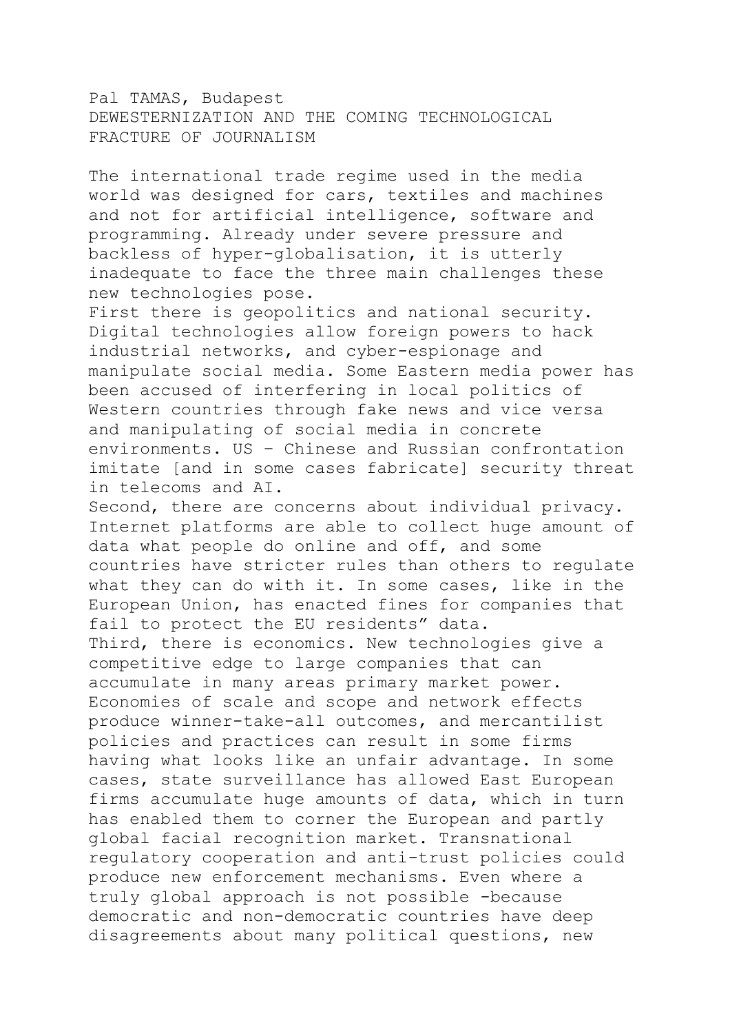Pal TAMAS, Budapest

# DEWESTERNIZATION AND THE COMING TECHNOLOGICAL FRACTURE OF JOURNALISM

The international trade regime used in the media world was designed for cars, textiles and machines and not for artificial intelligence, software and programming. Already under severe pressure and backless of hyper-globalisation, it is utterly inadequate to face the three main challenges these new technologies pose.

First there is geopolitics and national security. Digital technologies allow foreign powers to hack industrial networks, and cyber-espionage and manipulate social media. Some Eastern media power has been accused of interfering in local politics of Western countries through fake news and vice versa and manipulating of social media in concrete environments. US – Chinese and Russian confrontation imitate [and in some cases fabricate] security threat in telecoms and AI.

Second, there are concerns about individual privacy. Internet platforms are able to collect huge amount of data what people do online and off, and some countries have stricter rules than others to regulate what they can do with it. In some cases, like in the European Union, has enacted fines for companies that fail to protect the EU residents" data.

Third, there is economics. New technologies give a competitive edge to large companies that can accumulate in many areas primary market power. Economies of scale and scope and network effects produce winner-take-all outcomes, and mercantilist policies and practices can result in some firms having what looks like an unfair advantage. In some cases, state surveillance has allowed East European firms accumulate huge amounts of data, which in turn has enabled them to corner the European and partly global facial recognition market. Transnational regulatory cooperation and anti-trust policies could produce new enforcement mechanisms. Even where a truly global approach is not possible -because democratic and non-democratic countries have deep disagreements about many political questions, new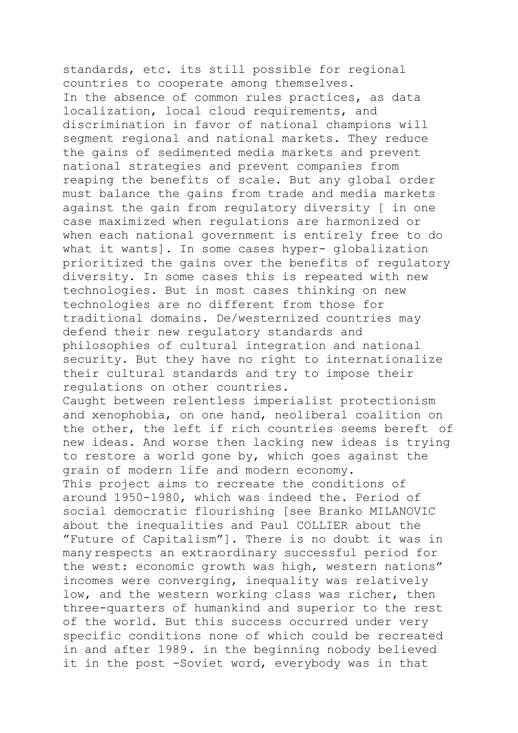standards, etc. its still possible for regional countries to cooperate among themselves.

In the absence of common rules practices, as data localization, local cloud requirements, and discrimination in favor of national champions will segment regional and national markets. They reduce the gains of sedimented media markets and prevent national strategies and prevent companies from reaping the benefits of scale. But any global order must balance the gains from trade and media markets against the gain from regulatory diversity [ in one case maximized when regulations are harmonized or when each national government is entirely free to do what it wants]. In some cases hyper- globalization prioritized the gains over the benefits of regulatory diversity. In some cases this is repeated with new technologies. But in most cases thinking on new technologies are no different from those for traditional domains. De/westernized countries may defend their new regulatory standards and philosophies of cultural integration and national security. But they have no right to internationalize their cultural standards and try to impose their regulations on other countries.

Caught between relentless imperialist protectionism and xenophobia, on one hand, neoliberal coalition on the other, the left if rich countries seems bereft of new ideas. And worse then lacking new ideas is trying to restore a world gone by, which goes against the grain of modern life and modern economy.

This project aims to recreate the conditions of around 1950-1980, which was indeed the. Period of social democratic flourishing [see Branko MILANOVIC about the inequalities and Paul COLLIER about the "Future of Capitalism"]. There is no doubt it was in many respects an extraordinary successful period for the west: economic growth was high, western nations" incomes were converging, inequality was relatively low, and the western working class was richer, then three-quarters of humankind and superior to the rest of the world. But this success occurred under very specific conditions none of which could be recreated in and after 1989. in the beginning nobody believed it in the post -Soviet word, everybody was in that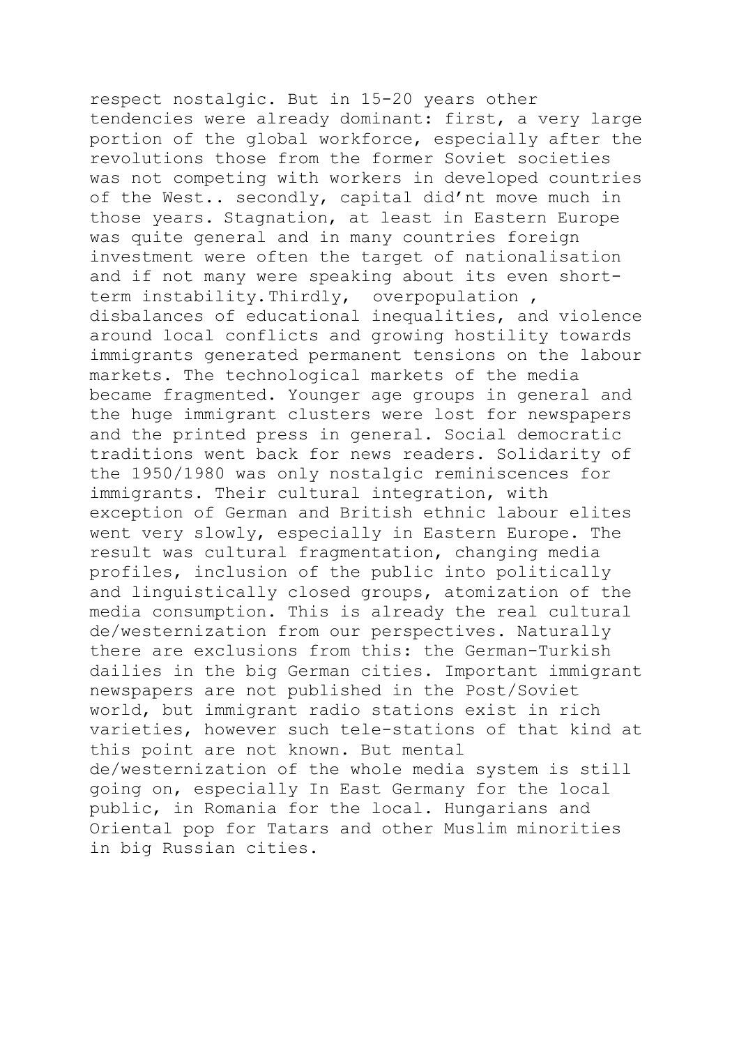respect nostalgic. But in 15-20 years other tendencies were already dominant: first, a very large portion of the global workforce, especially after the revolutions those from the former Soviet societies was not competing with workers in developed countries of the West.. secondly, capital did'nt move much in those years. Stagnation, at least in Eastern Europe was quite general and in many countries foreign investment were often the target of nationalisation and if not many were speaking about its even short-term instability.Thirdly, overpopulation , disbalances of educational inequalities, and violence around local conflicts and growing hostility towards immigrants generated permanent tensions on the labour markets. The technological markets of the media became fragmented. Younger age groups in general and the huge immigrant clusters were lost for newspapers and the printed press in general. Social democratic traditions went back for news readers. Solidarity of the 1950/1980 was only nostalgic reminiscences for immigrants. Their cultural integration, with exception of German and British ethnic labour elites went very slowly, especially in Eastern Europe. The result was cultural fragmentation, changing media profiles, inclusion of the public into politically and linguistically closed groups, atomization of the media consumption. This is already the real cultural de/westernization from our perspectives. Naturally there are exclusions from this: the German-Turkish dailies in the big German cities. Important immigrant newspapers are not published in the Post/Soviet world, but immigrant radio stations exist in rich varieties, however such tele-stations of that kind at this point are not known. But mental de/westernization of the whole media system is still going on, especially In East Germany for the local public, in Romania for the local. Hungarians and Oriental pop for Tatars and other Muslim minorities in big Russian cities.